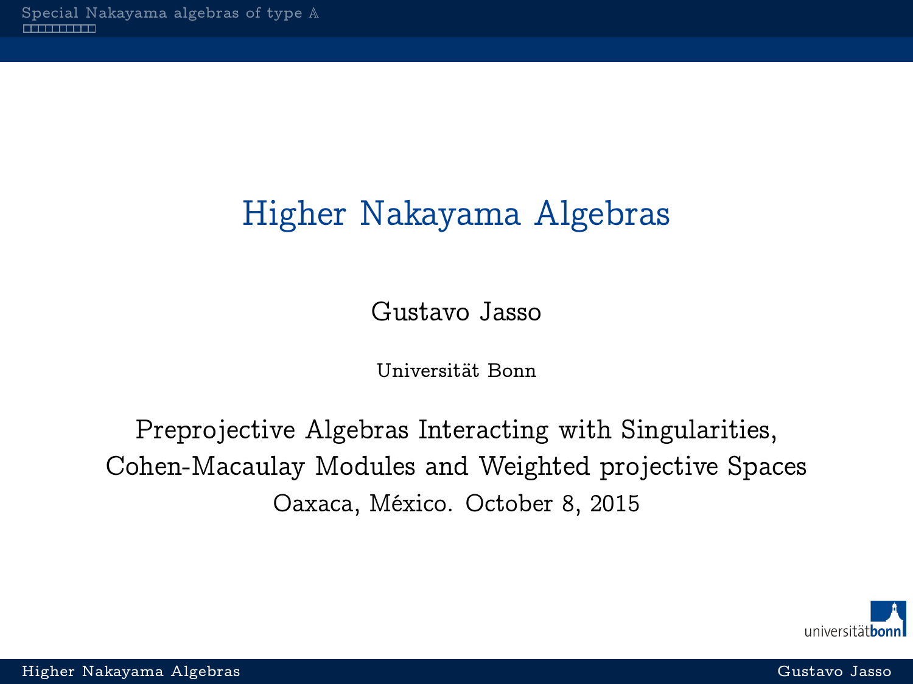# Higher Nakayama Algebras

Gustavo Jasso

Universität Bonn

Preprojective Algebras Interacting with Singularities, Cohen-Macaulay Modules and Weighted projective Spaces

Oaxaca, México. October 8, 2015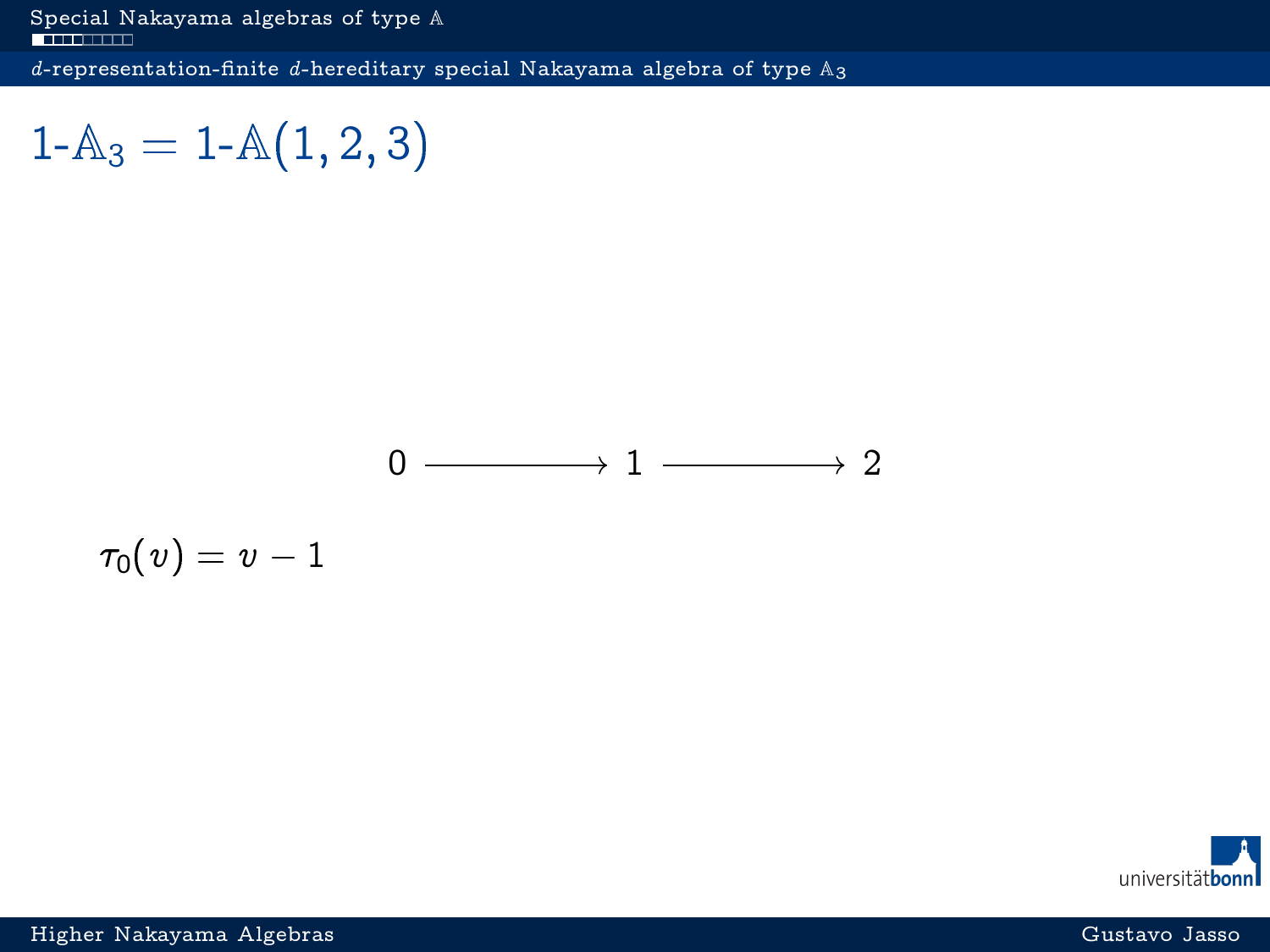# $1\text{-}\mathbb{A}_3 = 1\text{-}\mathbb{A}(1,2,3)$

$$0 \longrightarrow 1 \longrightarrow 2$$

$$\tau_0(v) = v - 1$$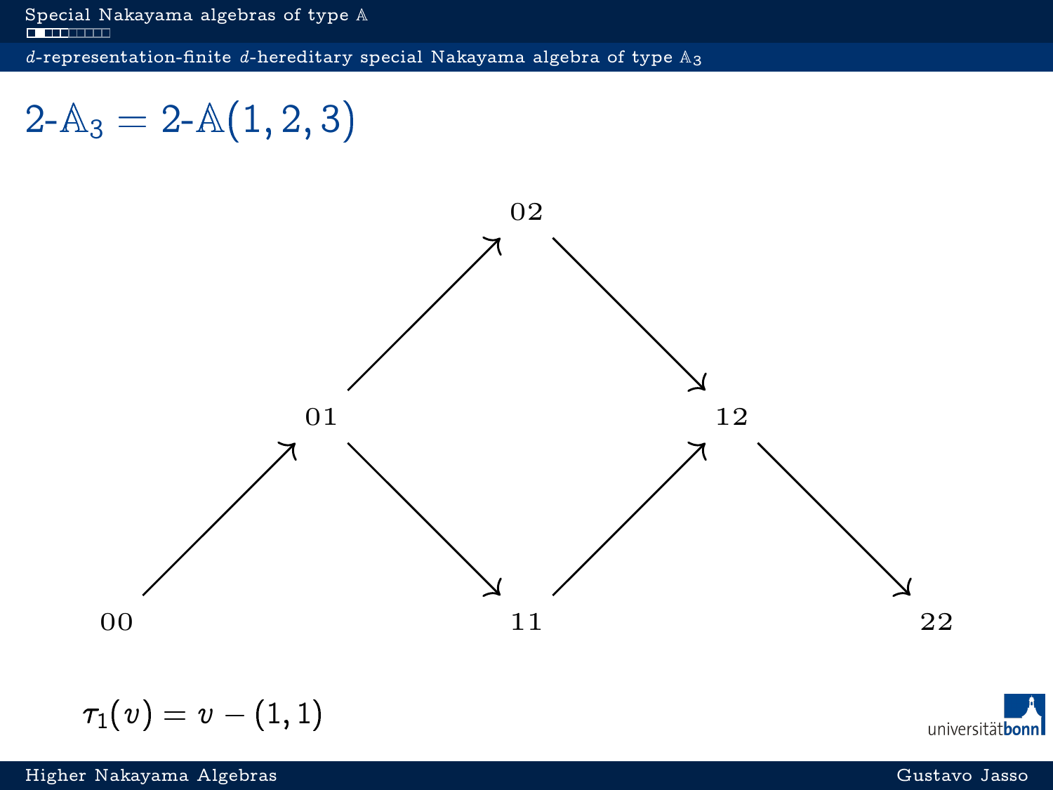## $d$-representation-finite $d$-hereditary special Nakayama algebra of type $\mathbb{A}_3$

# $2\text{-}\mathbb{A}_3 = 2\text{-}\mathbb{A}(1,2,3)$

$$
\begin{array}{ccccccc}
 & & & 02 & & & \\
 & & \nearrow & & \searrow & & \\
 & 01 & & & & 12 & \\
 \nearrow & & \searrow & & \nearrow & & \searrow \\
00 & & & 11 & & & 22
\end{array}
$$

$\tau_1(v) = v - (1,1)$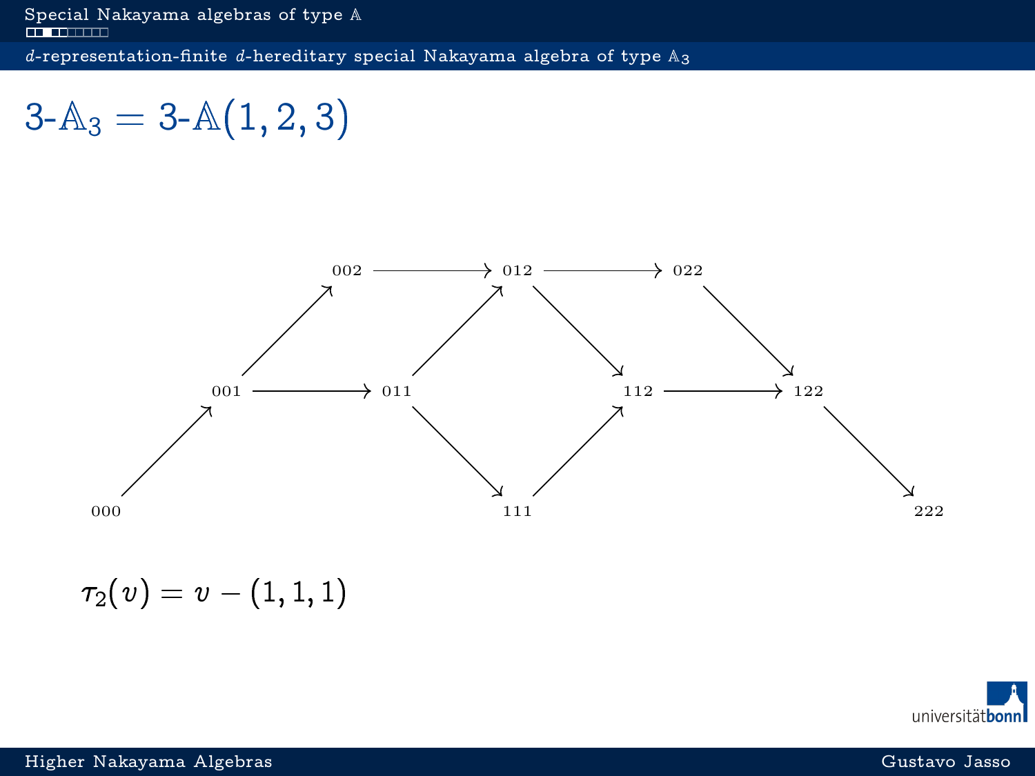## $d$-representation-finite $d$-hereditary special Nakayama algebra of type $\mathbb{A}_3$

# $3\text{-}\mathbb{A}_3 = 3\text{-}\mathbb{A}(1,2,3)$

000, 001, 002, 011, 012, 022, 111, 112, 122, 222

$$\tau_2(v) = v - (1,1,1)$$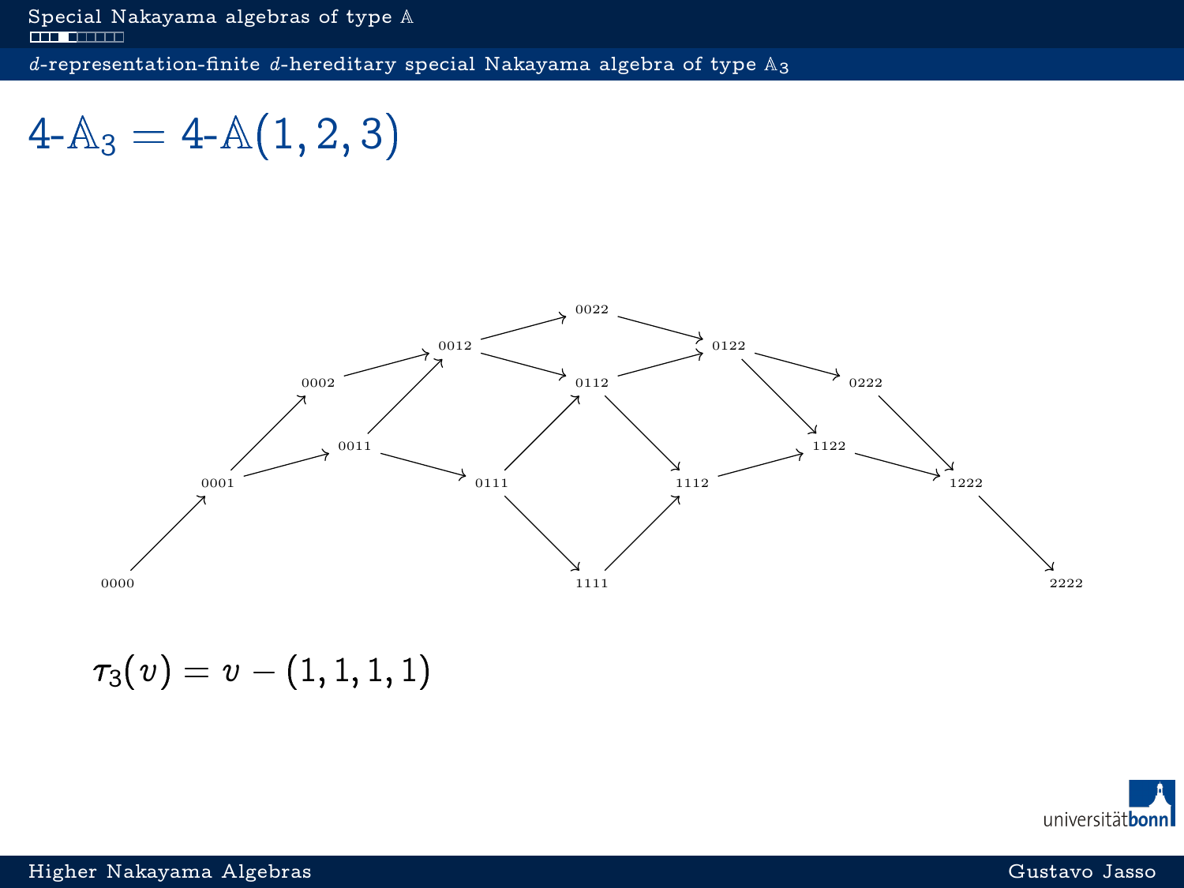## $d$-representation-finite $d$-hereditary special Nakayama algebra of type $\mathbb{A}_3$

# $4\text{-}\mathbb{A}_3 = 4\text{-}\mathbb{A}(1,2,3)$

0022

0012 0122

0002 0112 0222

0011 1122

0001 0111 1112 1222

0000 1111 2222

$$\tau_3(v) = v - (1,1,1,1)$$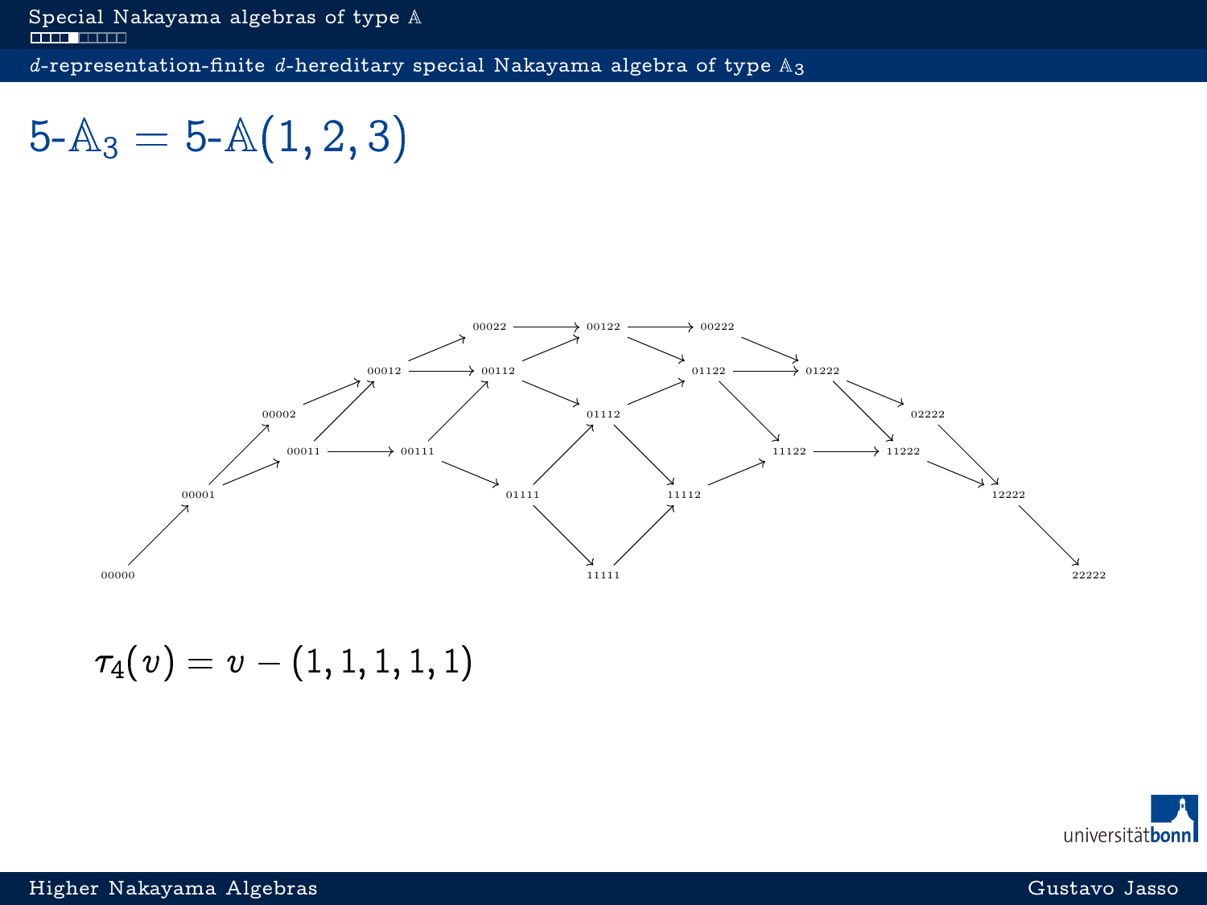## $d$-representation-finite $d$-hereditary special Nakayama algebra of type $\mathbb{A}_3$

# $5\text{-}\mathbb{A}_3 = 5\text{-}\mathbb{A}(1,2,3)$

00000, 00001, 00002, 00011, 00012, 00111, 00022, 00112, 01111, 00122, 01112, 11111, 00222, 01122, 11112, 01222, 11122, 02222, 11222, 12222, 22222

$$\tau_4(v) = v - (1,1,1,1,1)$$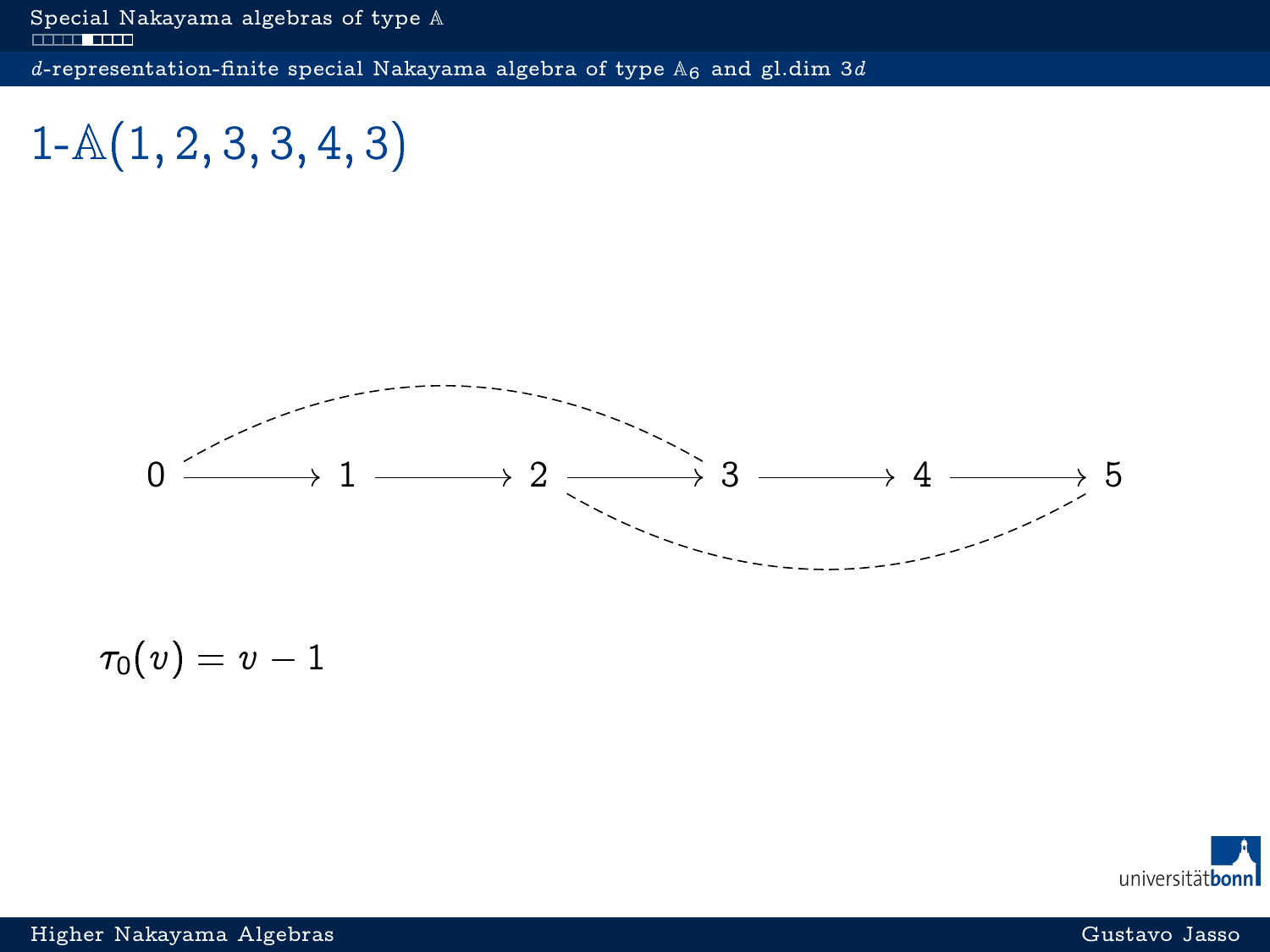# $1\text{-}\mathbb{A}(1, 2, 3, 3, 4, 3)$

$$0 \longrightarrow 1 \longrightarrow 2 \longrightarrow 3 \longrightarrow 4 \longrightarrow 5$$

$\tau_0(v) = v - 1$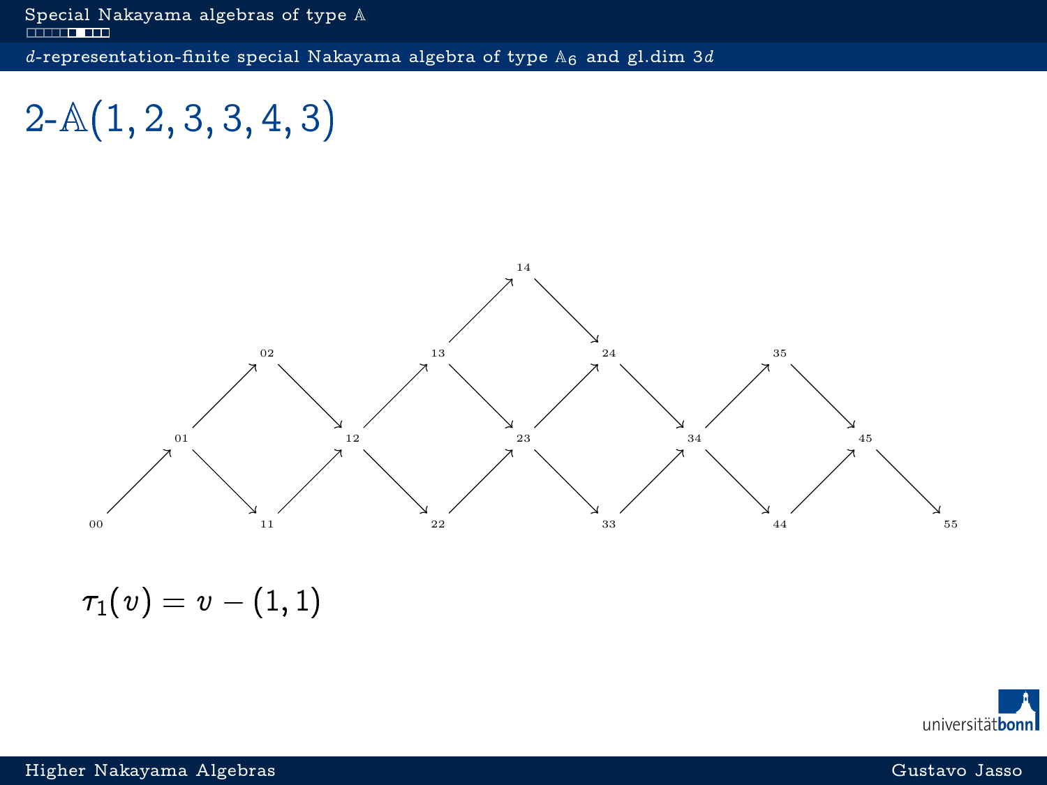## $d$-representation-finite special Nakayama algebra of type $\mathbb{A}_6$ and gl.dim $3d$

# 2-$\mathbb{A}(1,2,3,3,4,3)$

$$\tau_1(v) = v - (1,1)$$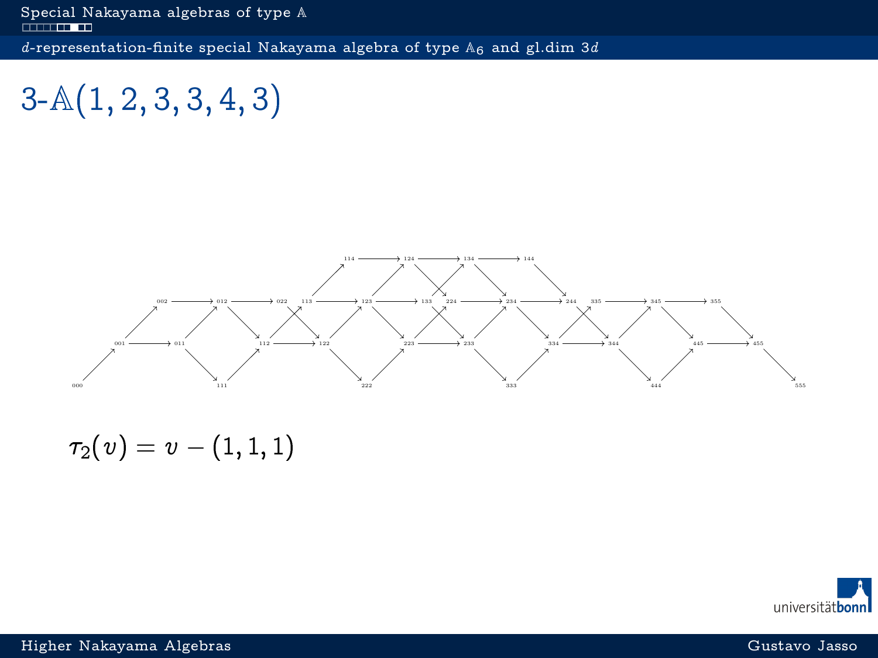## $d$-representation-finite special Nakayama algebra of type $\mathbb{A}_6$ and gl.dim $3d$

# 3-$\mathbb{A}(1,2,3,3,4,3)$

$$\tau_2(v) = v - (1,1,1)$$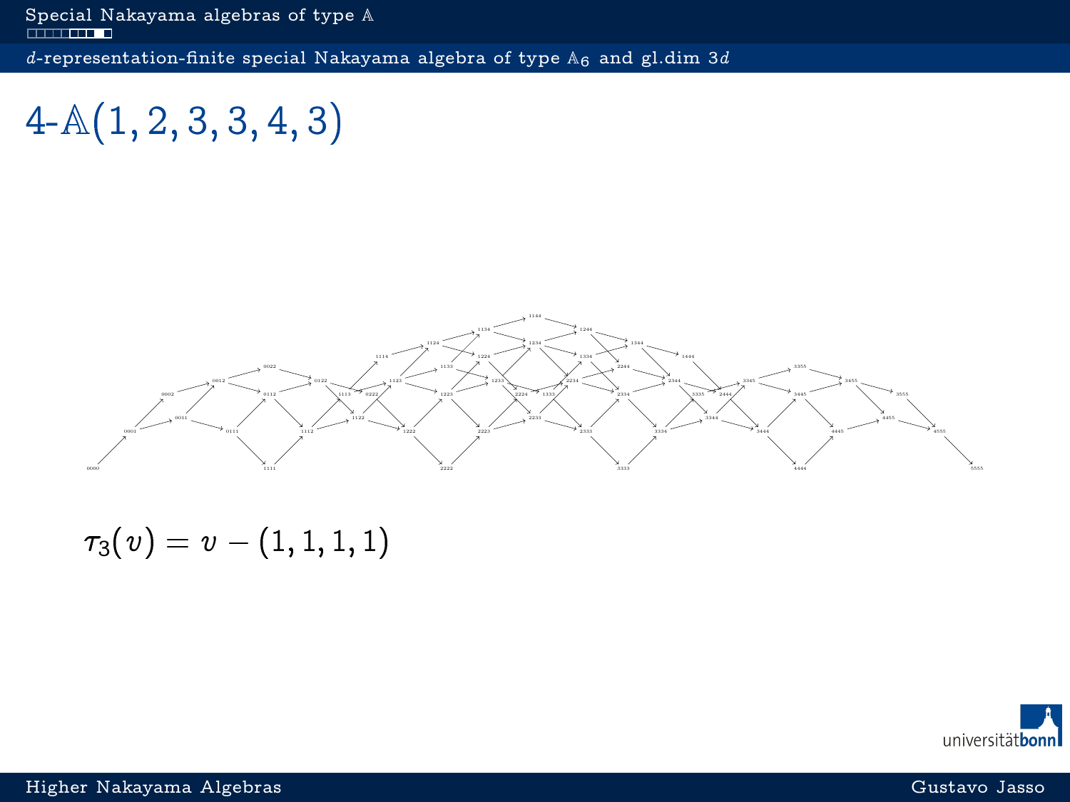# $4$-$\mathbb{A}(1,2,3,3,4,3)$

$$\tau_3(v) = v - (1,1,1,1)$$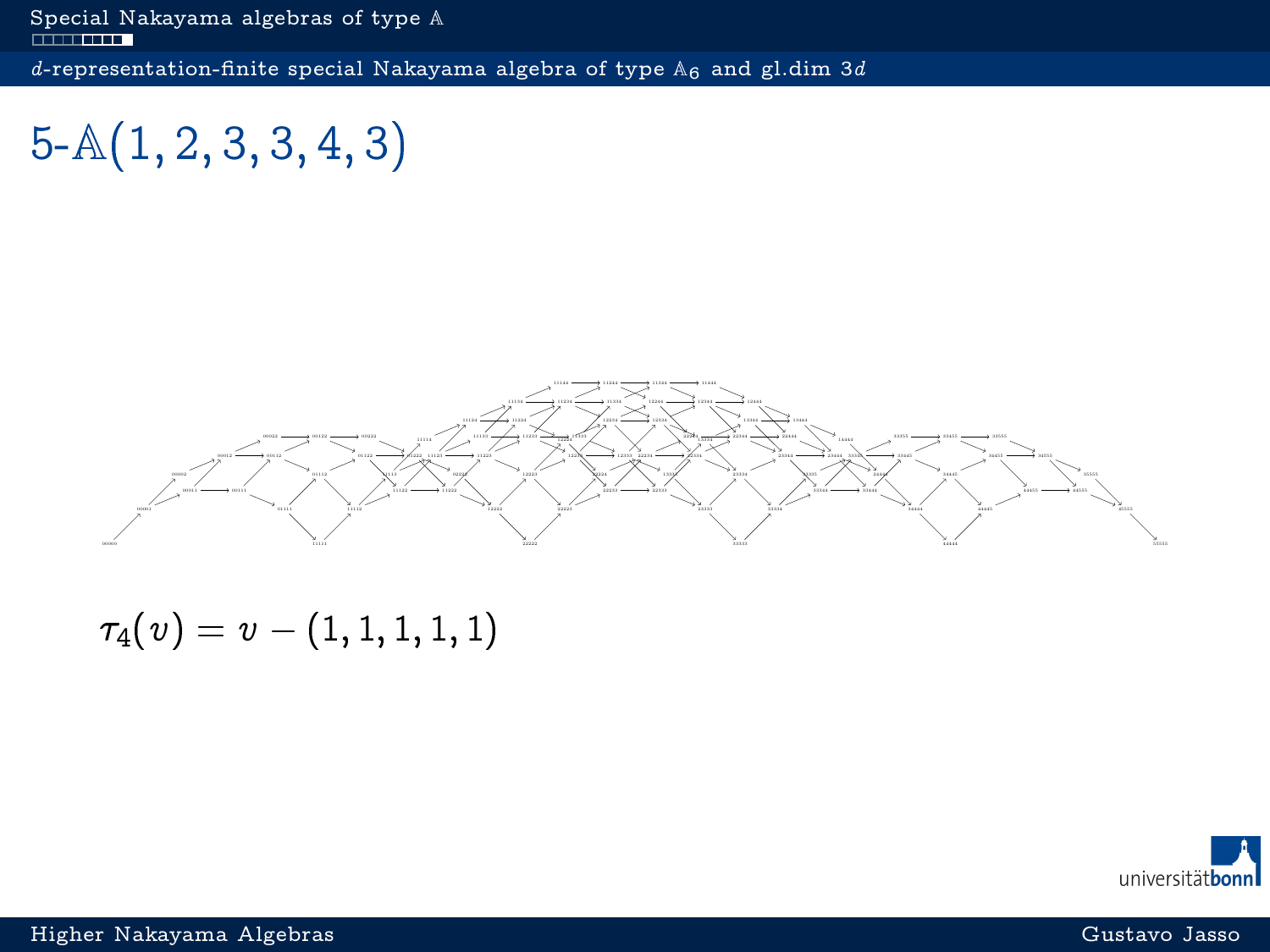## $d$-representation-finite special Nakayama algebra of type $\mathbb{A}_6$ and gl.dim $3d$

# 5-$\mathbb{A}(1,2,3,3,4,3)$

$$\tau_4(v) = v - (1,1,1,1,1)$$